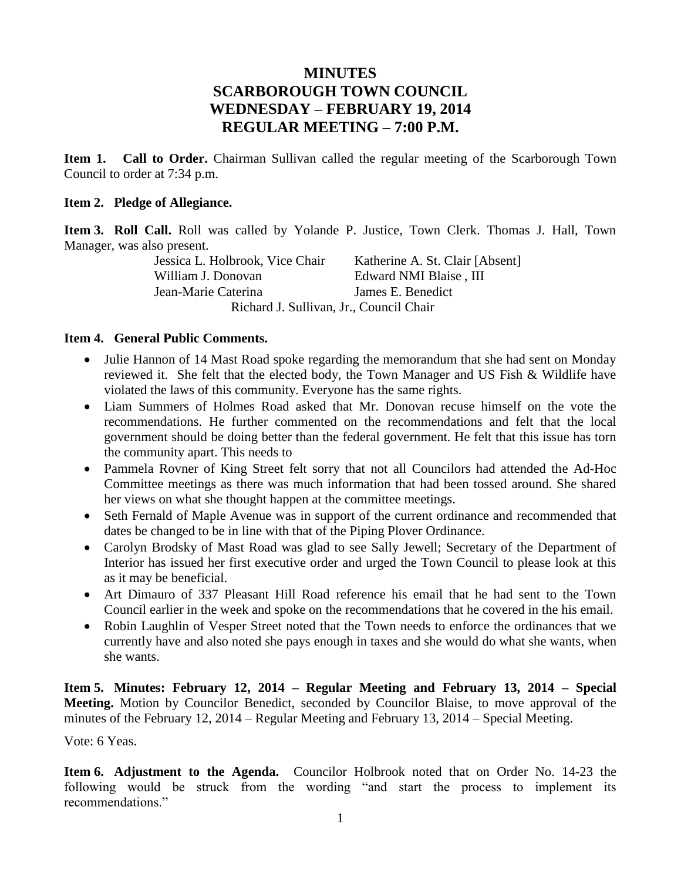# MINUTES
# SCARBOROUGH TOWN COUNCIL
# WEDNESDAY – FEBRUARY 19, 2014
# REGULAR MEETING – 7:00 P.M.

**Item 1. Call to Order.** Chairman Sullivan called the regular meeting of the Scarborough Town Council to order at 7:34 p.m.

**Item 2. Pledge of Allegiance.**

**Item 3. Roll Call.** Roll was called by Yolande P. Justice, Town Clerk. Thomas J. Hall, Town Manager, was also present.

| | |
|---|---|
| Jessica L. Holbrook, Vice Chair | Katherine A. St. Clair [Absent] |
| William J. Donovan | Edward NMI Blaise , III |
| Jean-Marie Caterina | James E. Benedict |

Richard J. Sullivan, Jr., Council Chair

**Item 4. General Public Comments.**

- Julie Hannon of 14 Mast Road spoke regarding the memorandum that she had sent on Monday reviewed it. She felt that the elected body, the Town Manager and US Fish & Wildlife have violated the laws of this community. Everyone has the same rights.
- Liam Summers of Holmes Road asked that Mr. Donovan recuse himself on the vote the recommendations. He further commented on the recommendations and felt that the local government should be doing better than the federal government. He felt that this issue has torn the community apart. This needs to
- Pammela Rovner of King Street felt sorry that not all Councilors had attended the Ad-Hoc Committee meetings as there was much information that had been tossed around. She shared her views on what she thought happen at the committee meetings.
- Seth Fernald of Maple Avenue was in support of the current ordinance and recommended that dates be changed to be in line with that of the Piping Plover Ordinance.
- Carolyn Brodsky of Mast Road was glad to see Sally Jewell; Secretary of the Department of Interior has issued her first executive order and urged the Town Council to please look at this as it may be beneficial.
- Art Dimauro of 337 Pleasant Hill Road reference his email that he had sent to the Town Council earlier in the week and spoke on the recommendations that he covered in the his email.
- Robin Laughlin of Vesper Street noted that the Town needs to enforce the ordinances that we currently have and also noted she pays enough in taxes and she would do what she wants, when she wants.

**Item 5. Minutes: February 12, 2014 – Regular Meeting and February 13, 2014 – Special Meeting.** Motion by Councilor Benedict, seconded by Councilor Blaise, to move approval of the minutes of the February 12, 2014 – Regular Meeting and February 13, 2014 – Special Meeting.

Vote: 6 Yeas.

**Item 6. Adjustment to the Agenda.** Councilor Holbrook noted that on Order No. 14-23 the following would be struck from the wording "and start the process to implement its recommendations."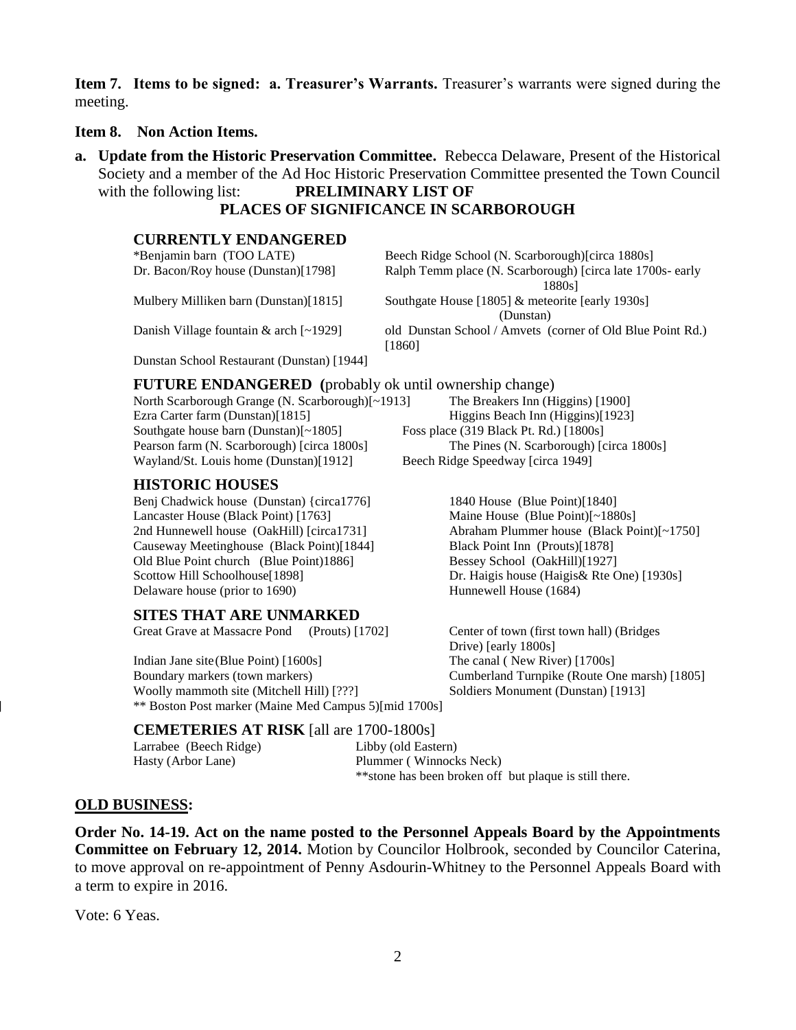**Item 7. Items to be signed: a. Treasurer's Warrants.** Treasurer's warrants were signed during the meeting.

**Item 8. Non Action Items.**

**a. Update from the Historic Preservation Committee.** Rebecca Delaware, Present of the Historical Society and a member of the Ad Hoc Historic Preservation Committee presented the Town Council with the following list: **PRELIMINARY LIST OF PLACES OF SIGNIFICANCE IN SCARBOROUGH**

### CURRENTLY ENDANGERED

*Benjamin barn (TOO LATE)
Dr. Bacon/Roy house (Dunstan)[1798]
Mulbery Milliken barn (Dunstan)[1815]
Danish Village fountain & arch [~1929]
Dunstan School Restaurant (Dunstan) [1944]
Beech Ridge School (N. Scarborough)[circa 1880s]
Ralph Temm place (N. Scarborough) [circa late 1700s- early 1880s]
Southgate House [1805] & meteorite [early 1930s] (Dunstan)
old Dunstan School / Amvets (corner of Old Blue Point Rd.) [1860]

### FUTURE ENDANGERED (probably ok until ownership change)

North Scarborough Grange (N. Scarborough)[~1913]
Ezra Carter farm (Dunstan)[1815]
Southgate house barn (Dunstan)[~1805]
Pearson farm (N. Scarborough) [circa 1800s]
Wayland/St. Louis home (Dunstan)[1912]
The Breakers Inn (Higgins) [1900]
Higgins Beach Inn (Higgins)[1923]
Foss place (319 Black Pt. Rd.) [1800s]
The Pines (N. Scarborough) [circa 1800s]
Beech Ridge Speedway [circa 1949]

### HISTORIC HOUSES

Benj Chadwick house (Dunstan) {circa1776]
Lancaster House (Black Point) [1763]
2nd Hunnewell house (OakHill) [circa1731]
Causeway Meetinghouse (Black Point)[1844]
Old Blue Point church (Blue Point)1886]
Scottow Hill Schoolhouse[1898]
Delaware house (prior to 1690)
1840 House (Blue Point)[1840]
Maine House (Blue Point)[~1880s]
Abraham Plummer house (Black Point)[~1750]
Black Point Inn (Prouts)[1878]
Bessey School (OakHill)[1927]
Dr. Haigis house (Haigis& Rte One) [1930s]
Hunnewell House (1684)

### SITES THAT ARE UNMARKED

Great Grave at Massacre Pond (Prouts) [1702]
Indian Jane site(Blue Point) [1600s]
Boundary markers (town markers)
Woolly mammoth site (Mitchell Hill) [???]
** Boston Post marker (Maine Med Campus 5)[mid 1700s]
Center of town (first town hall) (Bridges Drive) [early 1800s]
The canal ( New River) [1700s]
Cumberland Turnpike (Route One marsh) [1805]
Soldiers Monument (Dunstan) [1913]

### CEMETERIES AT RISK [all are 1700-1800s]

Larrabee (Beech Ridge)
Hasty (Arbor Lane)
Libby (old Eastern)
Plummer ( Winnocks Neck)

**stone has been broken off but plaque is still there.

## OLD BUSINESS:

**Order No. 14-19. Act on the name posted to the Personnel Appeals Board by the Appointments Committee on February 12, 2014.** Motion by Councilor Holbrook, seconded by Councilor Caterina, to move approval on re-appointment of Penny Asdourin-Whitney to the Personnel Appeals Board with a term to expire in 2016.

Vote: 6 Yeas.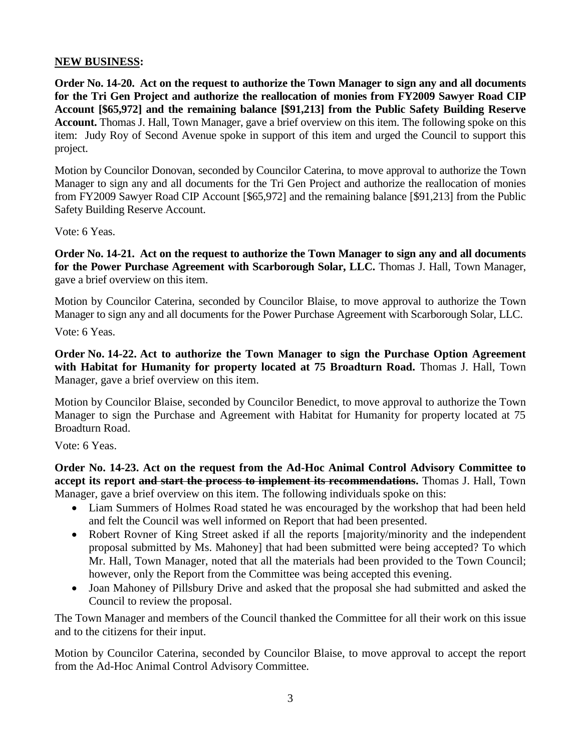**NEW BUSINESS:**

**Order No. 14-20. Act on the request to authorize the Town Manager to sign any and all documents for the Tri Gen Project and authorize the reallocation of monies from FY2009 Sawyer Road CIP Account [$65,972] and the remaining balance [$91,213] from the Public Safety Building Reserve Account.** Thomas J. Hall, Town Manager, gave a brief overview on this item. The following spoke on this item: Judy Roy of Second Avenue spoke in support of this item and urged the Council to support this project.

Motion by Councilor Donovan, seconded by Councilor Caterina, to move approval to authorize the Town Manager to sign any and all documents for the Tri Gen Project and authorize the reallocation of monies from FY2009 Sawyer Road CIP Account [$65,972] and the remaining balance [$91,213] from the Public Safety Building Reserve Account.

Vote: 6 Yeas.

**Order No. 14-21. Act on the request to authorize the Town Manager to sign any and all documents for the Power Purchase Agreement with Scarborough Solar, LLC.** Thomas J. Hall, Town Manager, gave a brief overview on this item.

Motion by Councilor Caterina, seconded by Councilor Blaise, to move approval to authorize the Town Manager to sign any and all documents for the Power Purchase Agreement with Scarborough Solar, LLC.

Vote: 6 Yeas.

**Order No. 14-22. Act to authorize the Town Manager to sign the Purchase Option Agreement with Habitat for Humanity for property located at 75 Broadturn Road.** Thomas J. Hall, Town Manager, gave a brief overview on this item.

Motion by Councilor Blaise, seconded by Councilor Benedict, to move approval to authorize the Town Manager to sign the Purchase and Agreement with Habitat for Humanity for property located at 75 Broadturn Road.

Vote: 6 Yeas.

**Order No. 14-23. Act on the request from the Ad-Hoc Animal Control Advisory Committee to accept its report ~~and start the process to implement its recommendations~~.** Thomas J. Hall, Town Manager, gave a brief overview on this item. The following individuals spoke on this:

- Liam Summers of Holmes Road stated he was encouraged by the workshop that had been held and felt the Council was well informed on Report that had been presented.
- Robert Rovner of King Street asked if all the reports [majority/minority and the independent proposal submitted by Ms. Mahoney] that had been submitted were being accepted? To which Mr. Hall, Town Manager, noted that all the materials had been provided to the Town Council; however, only the Report from the Committee was being accepted this evening.
- Joan Mahoney of Pillsbury Drive and asked that the proposal she had submitted and asked the Council to review the proposal.

The Town Manager and members of the Council thanked the Committee for all their work on this issue and to the citizens for their input.

Motion by Councilor Caterina, seconded by Councilor Blaise, to move approval to accept the report from the Ad-Hoc Animal Control Advisory Committee.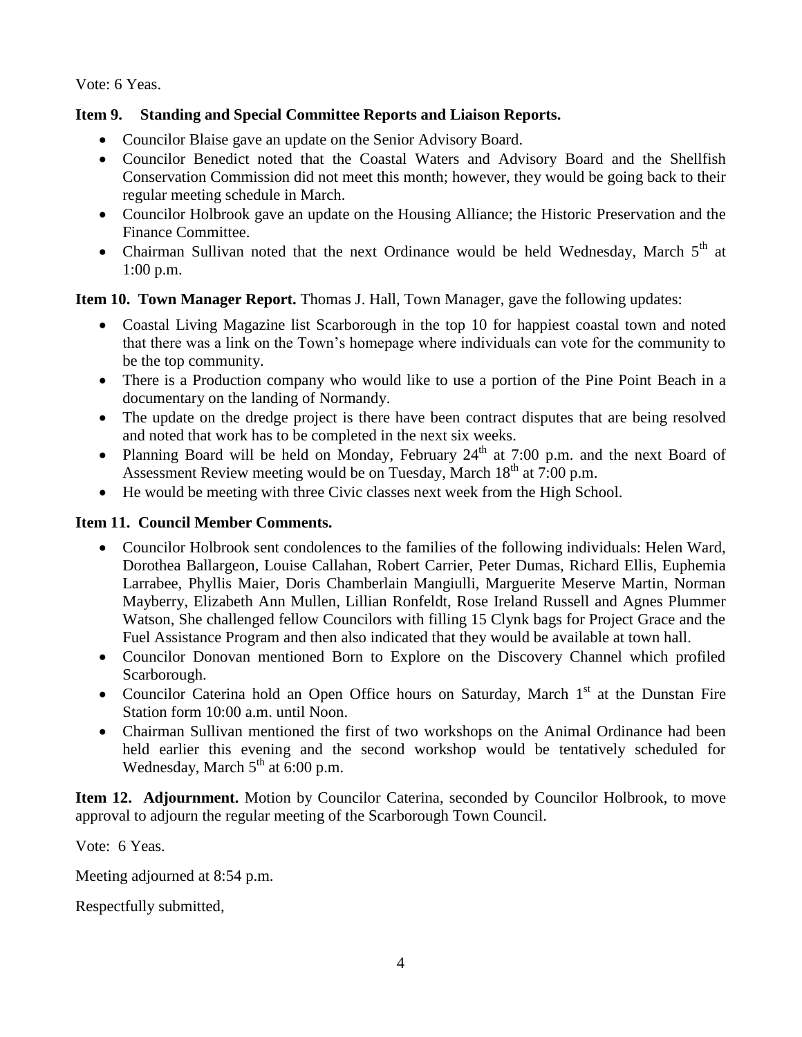Vote: 6 Yeas.

**Item 9. Standing and Special Committee Reports and Liaison Reports.**

- Councilor Blaise gave an update on the Senior Advisory Board.
- Councilor Benedict noted that the Coastal Waters and Advisory Board and the Shellfish Conservation Commission did not meet this month; however, they would be going back to their regular meeting schedule in March.
- Councilor Holbrook gave an update on the Housing Alliance; the Historic Preservation and the Finance Committee.
- Chairman Sullivan noted that the next Ordinance would be held Wednesday, March 5th at 1:00 p.m.

**Item 10. Town Manager Report.** Thomas J. Hall, Town Manager, gave the following updates:

- Coastal Living Magazine list Scarborough in the top 10 for happiest coastal town and noted that there was a link on the Town's homepage where individuals can vote for the community to be the top community.
- There is a Production company who would like to use a portion of the Pine Point Beach in a documentary on the landing of Normandy.
- The update on the dredge project is there have been contract disputes that are being resolved and noted that work has to be completed in the next six weeks.
- Planning Board will be held on Monday, February 24th at 7:00 p.m. and the next Board of Assessment Review meeting would be on Tuesday, March 18th at 7:00 p.m.
- He would be meeting with three Civic classes next week from the High School.

**Item 11. Council Member Comments.**

- Councilor Holbrook sent condolences to the families of the following individuals: Helen Ward, Dorothea Ballargeon, Louise Callahan, Robert Carrier, Peter Dumas, Richard Ellis, Euphemia Larrabee, Phyllis Maier, Doris Chamberlain Mangiulli, Marguerite Meserve Martin, Norman Mayberry, Elizabeth Ann Mullen, Lillian Ronfeldt, Rose Ireland Russell and Agnes Plummer Watson, She challenged fellow Councilors with filling 15 Clynk bags for Project Grace and the Fuel Assistance Program and then also indicated that they would be available at town hall.
- Councilor Donovan mentioned Born to Explore on the Discovery Channel which profiled Scarborough.
- Councilor Caterina hold an Open Office hours on Saturday, March 1st at the Dunstan Fire Station form 10:00 a.m. until Noon.
- Chairman Sullivan mentioned the first of two workshops on the Animal Ordinance had been held earlier this evening and the second workshop would be tentatively scheduled for Wednesday, March 5th at 6:00 p.m.

**Item 12. Adjournment.** Motion by Councilor Caterina, seconded by Councilor Holbrook, to move approval to adjourn the regular meeting of the Scarborough Town Council.

Vote: 6 Yeas.

Meeting adjourned at 8:54 p.m.

Respectfully submitted,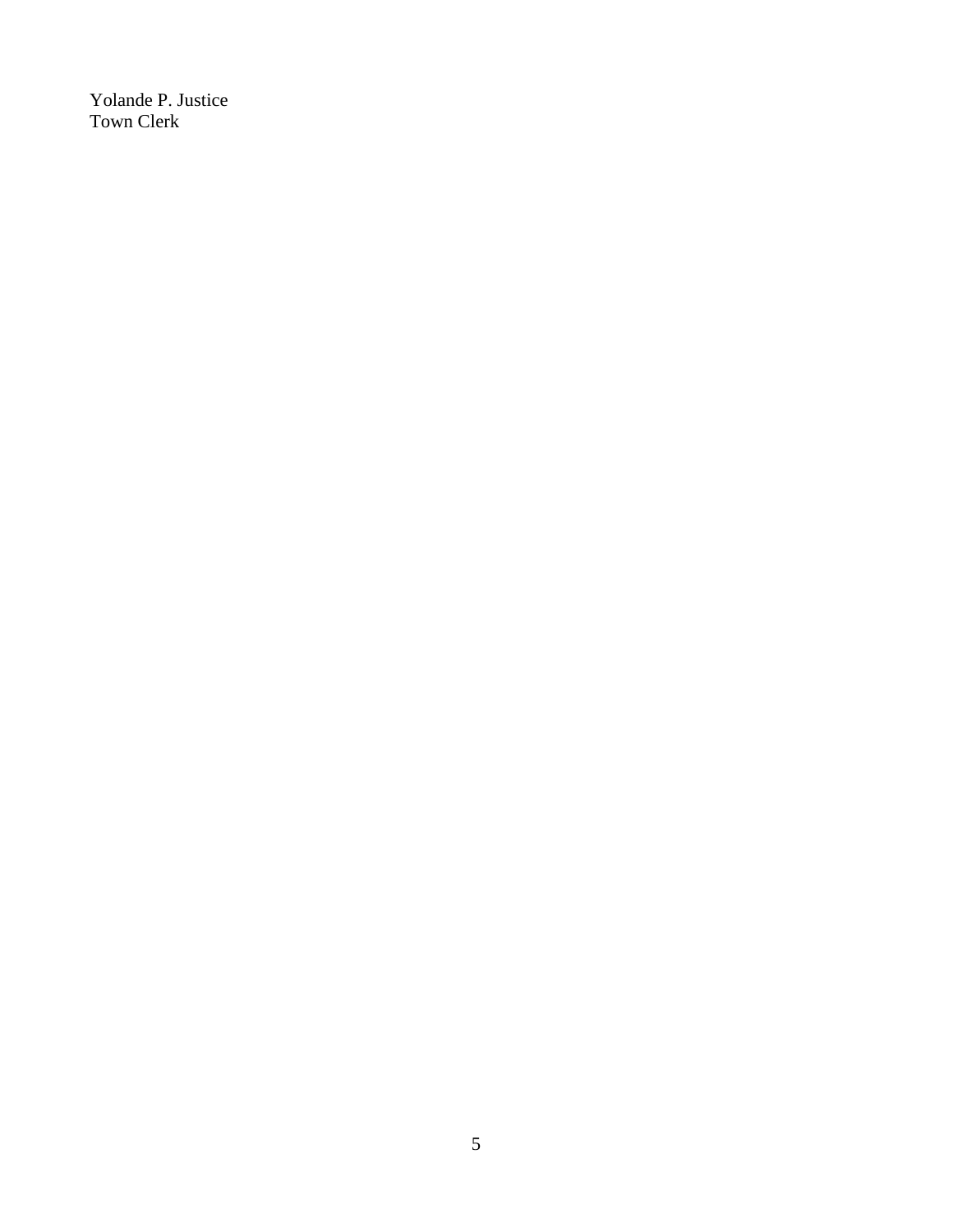Yolande P. Justice
Town Clerk